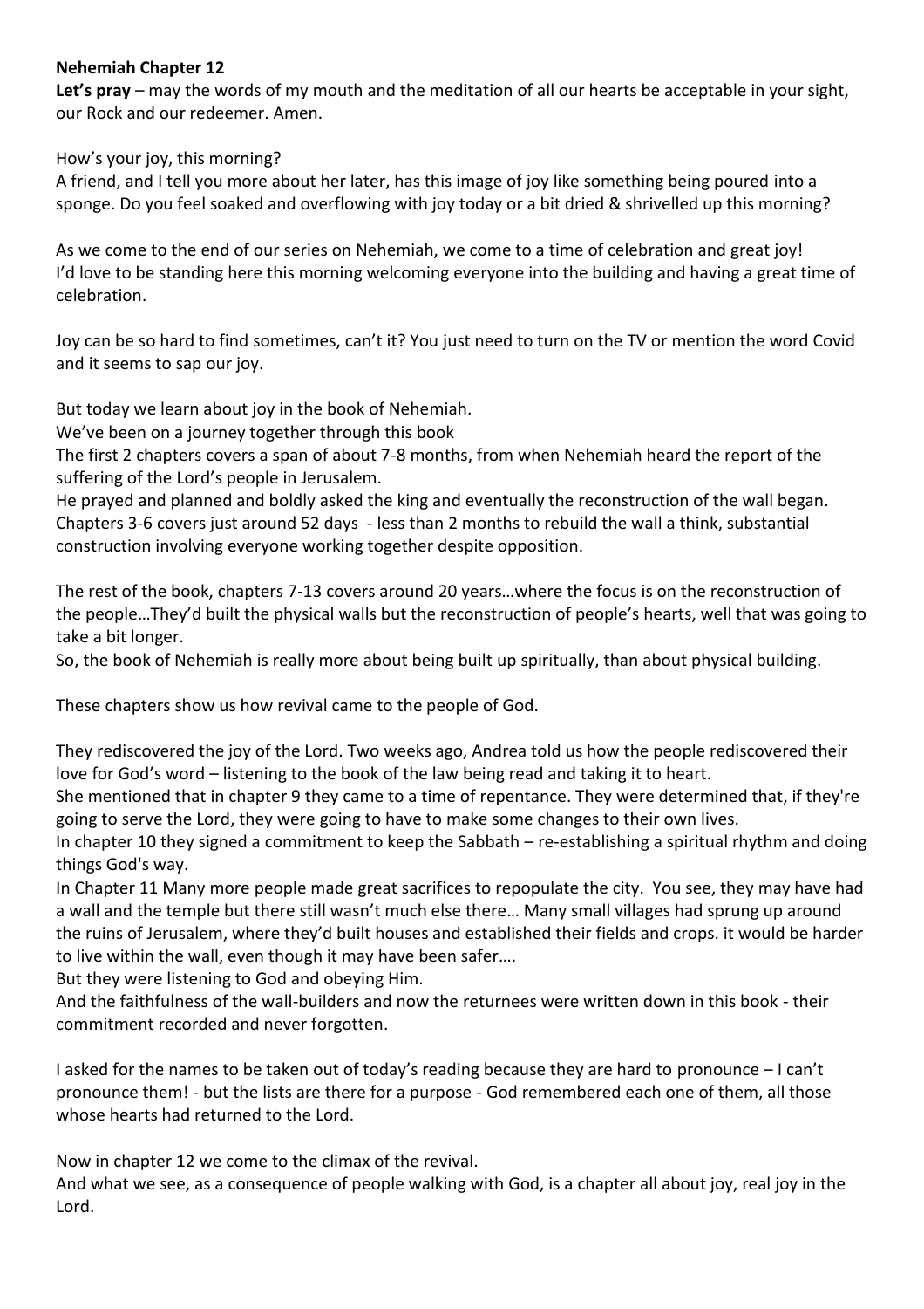**Nehemiah Chapter 12**

**Let's pray** – may the words of my mouth and the meditation of all our hearts be acceptable in your sight, our Rock and our redeemer. Amen.

How's your joy, this morning?

A friend, and I tell you more about her later, has this image of joy like something being poured into a sponge. Do you feel soaked and overflowing with joy today or a bit dried & shrivelled up this morning?

As we come to the end of our series on Nehemiah, we come to a time of celebration and great joy! I'd love to be standing here this morning welcoming everyone into the building and having a great time of celebration.

Joy can be so hard to find sometimes, can't it? You just need to turn on the TV or mention the word Covid and it seems to sap our joy.

But today we learn about joy in the book of Nehemiah.

We've been on a journey together through this book

The first 2 chapters covers a span of about 7-8 months, from when Nehemiah heard the report of the suffering of the Lord's people in Jerusalem.

He prayed and planned and boldly asked the king and eventually the reconstruction of the wall began. Chapters 3-6 covers just around 52 days - less than 2 months to rebuild the wall a think, substantial construction involving everyone working together despite opposition.

The rest of the book, chapters 7-13 covers around 20 years…where the focus is on the reconstruction of the people…They'd built the physical walls but the reconstruction of people's hearts, well that was going to take a bit longer.

So, the book of Nehemiah is really more about being built up spiritually, than about physical building.

These chapters show us how revival came to the people of God.

They rediscovered the joy of the Lord. Two weeks ago, Andrea told us how the people rediscovered their love for God's word – listening to the book of the law being read and taking it to heart.

She mentioned that in chapter 9 they came to a time of repentance. They were determined that, if they're going to serve the Lord, they were going to have to make some changes to their own lives.

In chapter 10 they signed a commitment to keep the Sabbath – re-establishing a spiritual rhythm and doing things God's way.

In Chapter 11 Many more people made great sacrifices to repopulate the city. You see, they may have had a wall and the temple but there still wasn't much else there… Many small villages had sprung up around the ruins of Jerusalem, where they'd built houses and established their fields and crops. it would be harder to live within the wall, even though it may have been safer….

But they were listening to God and obeying Him.

And the faithfulness of the wall-builders and now the returnees were written down in this book - their commitment recorded and never forgotten.

I asked for the names to be taken out of today's reading because they are hard to pronounce – I can't pronounce them! - but the lists are there for a purpose - God remembered each one of them, all those whose hearts had returned to the Lord.

Now in chapter 12 we come to the climax of the revival.

And what we see, as a consequence of people walking with God, is a chapter all about joy, real joy in the Lord.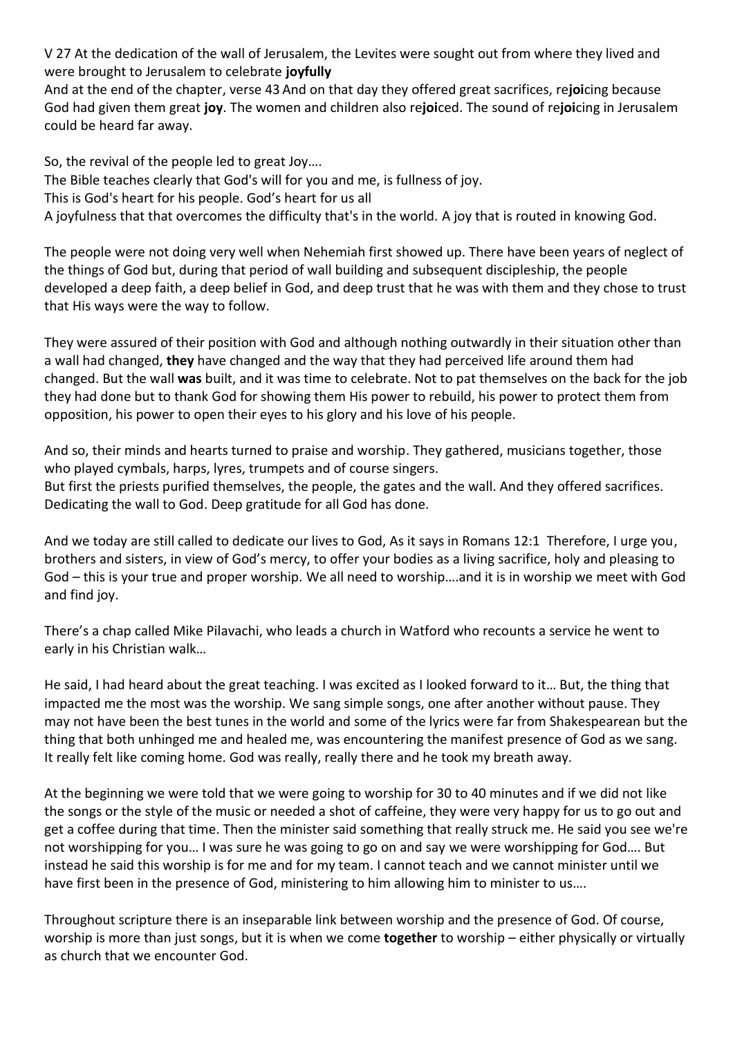V 27 At the dedication of the wall of Jerusalem, the Levites were sought out from where they lived and were brought to Jerusalem to celebrate **joyfully**

And at the end of the chapter, verse 43 And on that day they offered great sacrifices, re**joi**cing because God had given them great **joy**. The women and children also re**joi**ced. The sound of re**joi**cing in Jerusalem could be heard far away.

So, the revival of the people led to great Joy….

The Bible teaches clearly that God's will for you and me, is fullness of joy.

This is God's heart for his people. God's heart for us all

A joyfulness that that overcomes the difficulty that's in the world. A joy that is routed in knowing God.

The people were not doing very well when Nehemiah first showed up. There have been years of neglect of the things of God but, during that period of wall building and subsequent discipleship, the people developed a deep faith, a deep belief in God, and deep trust that he was with them and they chose to trust that His ways were the way to follow.

They were assured of their position with God and although nothing outwardly in their situation other than a wall had changed, **they** have changed and the way that they had perceived life around them had changed. But the wall **was** built, and it was time to celebrate. Not to pat themselves on the back for the job they had done but to thank God for showing them His power to rebuild, his power to protect them from opposition, his power to open their eyes to his glory and his love of his people.

And so, their minds and hearts turned to praise and worship. They gathered, musicians together, those who played cymbals, harps, lyres, trumpets and of course singers.

But first the priests purified themselves, the people, the gates and the wall. And they offered sacrifices. Dedicating the wall to God. Deep gratitude for all God has done.

And we today are still called to dedicate our lives to God, As it says in Romans 12:1 Therefore, I urge you, brothers and sisters, in view of God's mercy, to offer your bodies as a living sacrifice, holy and pleasing to God – this is your true and proper worship. We all need to worship….and it is in worship we meet with God and find joy.

There's a chap called Mike Pilavachi, who leads a church in Watford who recounts a service he went to early in his Christian walk…

He said, I had heard about the great teaching. I was excited as I looked forward to it… But, the thing that impacted me the most was the worship. We sang simple songs, one after another without pause. They may not have been the best tunes in the world and some of the lyrics were far from Shakespearean but the thing that both unhinged me and healed me, was encountering the manifest presence of God as we sang. It really felt like coming home. God was really, really there and he took my breath away.

At the beginning we were told that we were going to worship for 30 to 40 minutes and if we did not like the songs or the style of the music or needed a shot of caffeine, they were very happy for us to go out and get a coffee during that time. Then the minister said something that really struck me. He said you see we're not worshipping for you… I was sure he was going to go on and say we were worshipping for God…. But instead he said this worship is for me and for my team. I cannot teach and we cannot minister until we have first been in the presence of God, ministering to him allowing him to minister to us….

Throughout scripture there is an inseparable link between worship and the presence of God. Of course, worship is more than just songs, but it is when we come **together** to worship – either physically or virtually as church that we encounter God.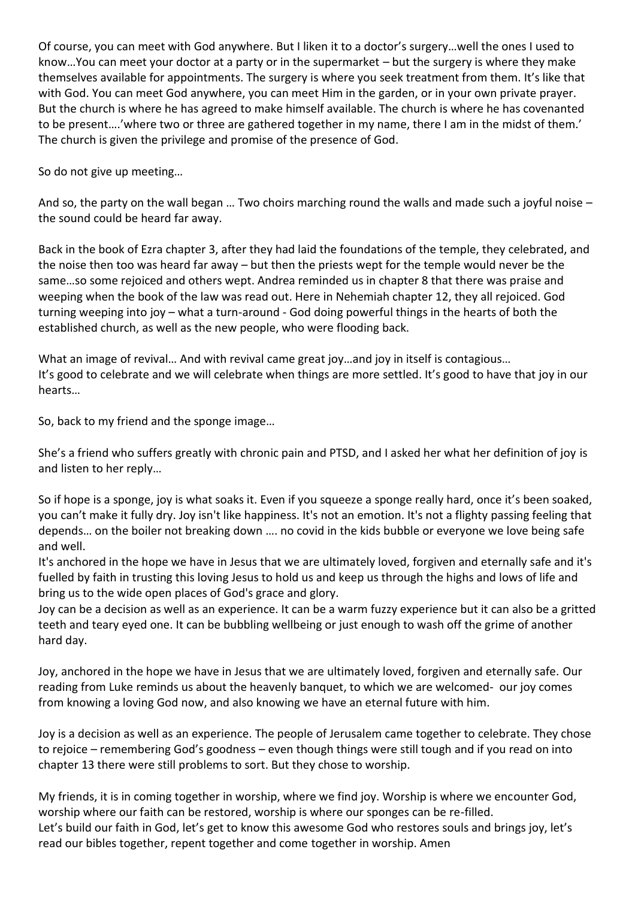Of course, you can meet with God anywhere. But I liken it to a doctor's surgery…well the ones I used to know…You can meet your doctor at a party or in the supermarket – but the surgery is where they make themselves available for appointments. The surgery is where you seek treatment from them. It's like that with God. You can meet God anywhere, you can meet Him in the garden, or in your own private prayer. But the church is where he has agreed to make himself available. The church is where he has covenanted to be present….'where two or three are gathered together in my name, there I am in the midst of them.' The church is given the privilege and promise of the presence of God.

So do not give up meeting…

And so, the party on the wall began … Two choirs marching round the walls and made such a joyful noise – the sound could be heard far away.

Back in the book of Ezra chapter 3, after they had laid the foundations of the temple, they celebrated, and the noise then too was heard far away – but then the priests wept for the temple would never be the same…so some rejoiced and others wept. Andrea reminded us in chapter 8 that there was praise and weeping when the book of the law was read out. Here in Nehemiah chapter 12, they all rejoiced. God turning weeping into joy – what a turn-around - God doing powerful things in the hearts of both the established church, as well as the new people, who were flooding back.

What an image of revival… And with revival came great joy…and joy in itself is contagious…
It's good to celebrate and we will celebrate when things are more settled. It's good to have that joy in our hearts…

So, back to my friend and the sponge image…

She's a friend who suffers greatly with chronic pain and PTSD, and I asked her what her definition of joy is and listen to her reply…

So if hope is a sponge, joy is what soaks it. Even if you squeeze a sponge really hard, once it's been soaked, you can't make it fully dry. Joy isn't like happiness. It's not an emotion. It's not a flighty passing feeling that depends… on the boiler not breaking down …. no covid in the kids bubble or everyone we love being safe and well.
It's anchored in the hope we have in Jesus that we are ultimately loved, forgiven and eternally safe and it's fuelled by faith in trusting this loving Jesus to hold us and keep us through the highs and lows of life and bring us to the wide open places of God's grace and glory.
Joy can be a decision as well as an experience. It can be a warm fuzzy experience but it can also be a gritted teeth and teary eyed one. It can be bubbling wellbeing or just enough to wash off the grime of another hard day.

Joy, anchored in the hope we have in Jesus that we are ultimately loved, forgiven and eternally safe. Our reading from Luke reminds us about the heavenly banquet, to which we are welcomed- our joy comes from knowing a loving God now, and also knowing we have an eternal future with him.

Joy is a decision as well as an experience. The people of Jerusalem came together to celebrate. They chose to rejoice – remembering God's goodness – even though things were still tough and if you read on into chapter 13 there were still problems to sort. But they chose to worship.

My friends, it is in coming together in worship, where we find joy. Worship is where we encounter God, worship where our faith can be restored, worship is where our sponges can be re-filled.
Let's build our faith in God, let's get to know this awesome God who restores souls and brings joy, let's read our bibles together, repent together and come together in worship. Amen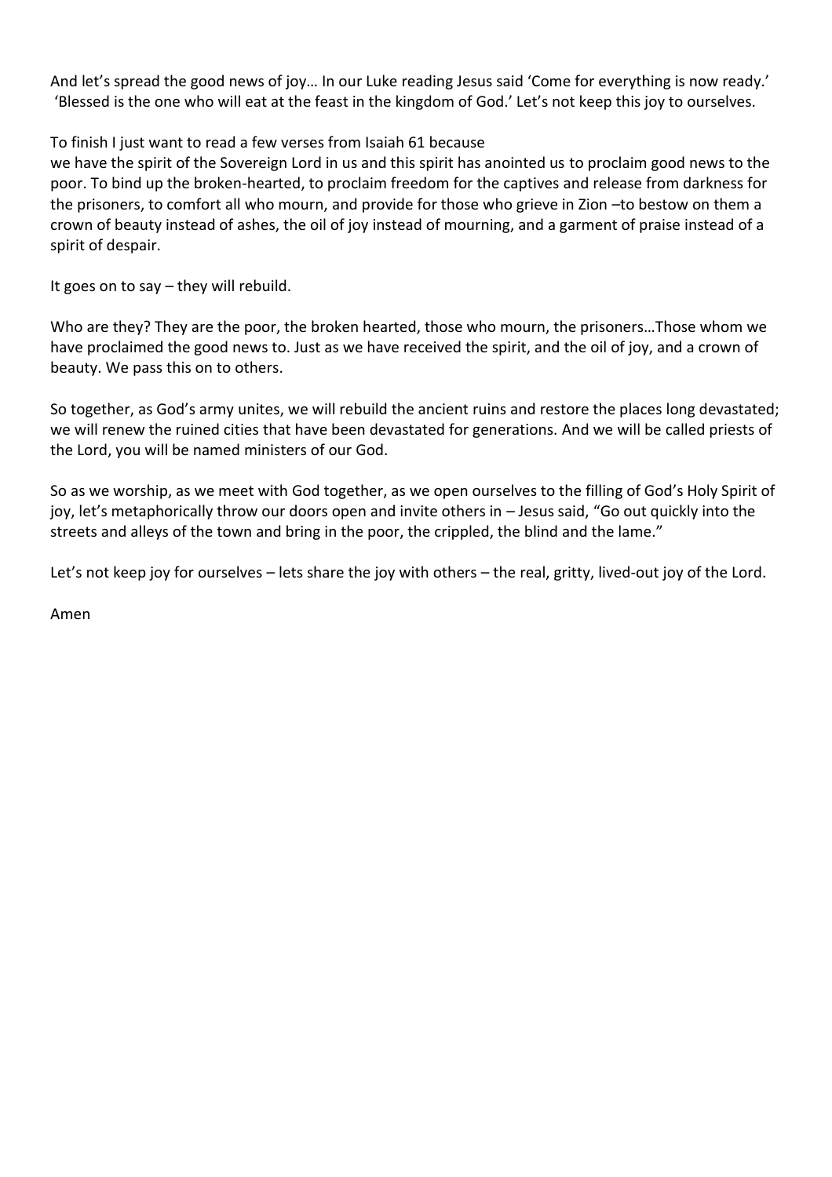And let's spread the good news of joy… In our Luke reading Jesus said 'Come for everything is now ready.' 'Blessed is the one who will eat at the feast in the kingdom of God.' Let's not keep this joy to ourselves.

To finish I just want to read a few verses from Isaiah 61 because
we have the spirit of the Sovereign Lord in us and this spirit has anointed us to proclaim good news to the poor. To bind up the broken-hearted, to proclaim freedom for the captives and release from darkness for the prisoners, to comfort all who mourn, and provide for those who grieve in Zion –to bestow on them a crown of beauty instead of ashes, the oil of joy instead of mourning, and a garment of praise instead of a spirit of despair.

It goes on to say – they will rebuild.

Who are they? They are the poor, the broken hearted, those who mourn, the prisoners…Those whom we have proclaimed the good news to. Just as we have received the spirit, and the oil of joy, and a crown of beauty. We pass this on to others.

So together, as God's army unites, we will rebuild the ancient ruins and restore the places long devastated; we will renew the ruined cities that have been devastated for generations. And we will be called priests of the Lord, you will be named ministers of our God.

So as we worship, as we meet with God together, as we open ourselves to the filling of God's Holy Spirit of joy, let's metaphorically throw our doors open and invite others in – Jesus said, "Go out quickly into the streets and alleys of the town and bring in the poor, the crippled, the blind and the lame."

Let's not keep joy for ourselves – lets share the joy with others – the real, gritty, lived-out joy of the Lord.

Amen